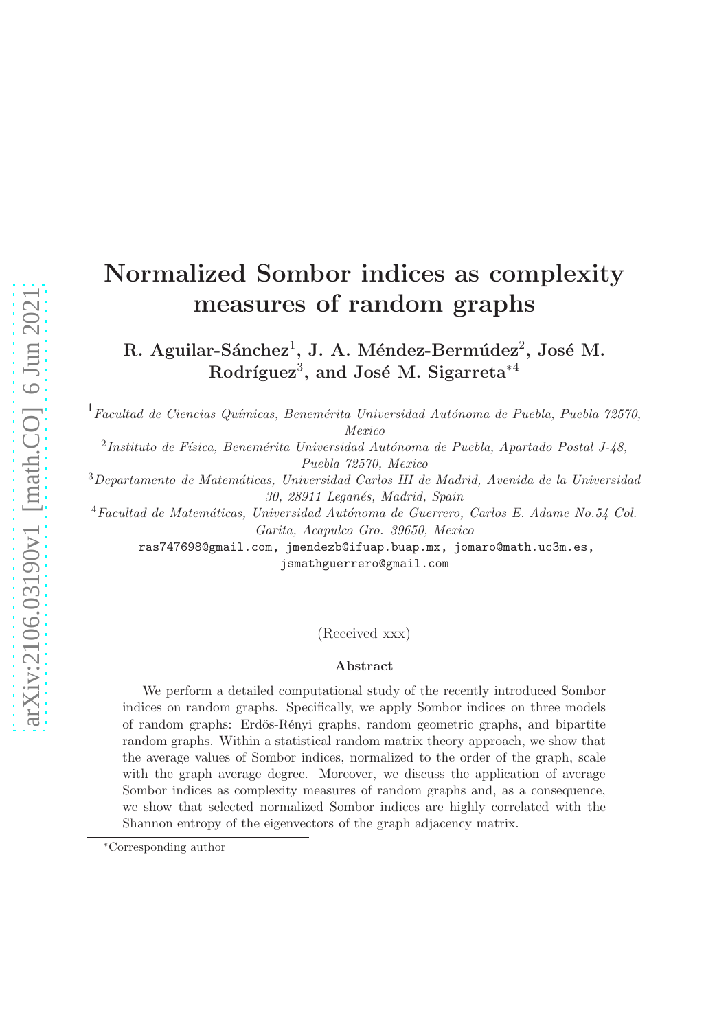# Normalized Sombor indices as complexity measures of random graphs

**R. Aguilar-Sánchez[1], J. A. Méndez-Bermúdez[2], José M. Rodríguez[3], and José M. Sigarreta[*4]**

[1]*Facultad de Ciencias Químicas, Benemérita Universidad Autónoma de Puebla, Puebla 72570, Mexico*

[2]*Instituto de Física, Benemérita Universidad Autónoma de Puebla, Apartado Postal J-48, Puebla 72570, Mexico*

[3]*Departamento de Matemáticas, Universidad Carlos III de Madrid, Avenida de la Universidad 30, 28911 Leganés, Madrid, Spain*

[4]*Facultad de Matemáticas, Universidad Autónoma de Guerrero, Carlos E. Adame No.54 Col. Garita, Acapulco Gro. 39650, Mexico*

ras747698@gmail.com, jmendezb@ifuap.buap.mx, jomaro@math.uc3m.es, jsmathguerrero@gmail.com

(Received xxx)

## Abstract

We perform a detailed computational study of the recently introduced Sombor indices on random graphs. Specifically, we apply Sombor indices on three models of random graphs: Erdös-Rényi graphs, random geometric graphs, and bipartite random graphs. Within a statistical random matrix theory approach, we show that the average values of Sombor indices, normalized to the order of the graph, scale with the graph average degree. Moreover, we discuss the application of average Sombor indices as complexity measures of random graphs and, as a consequence, we show that selected normalized Sombor indices are highly correlated with the Shannon entropy of the eigenvectors of the graph adjacency matrix.

[*]Corresponding author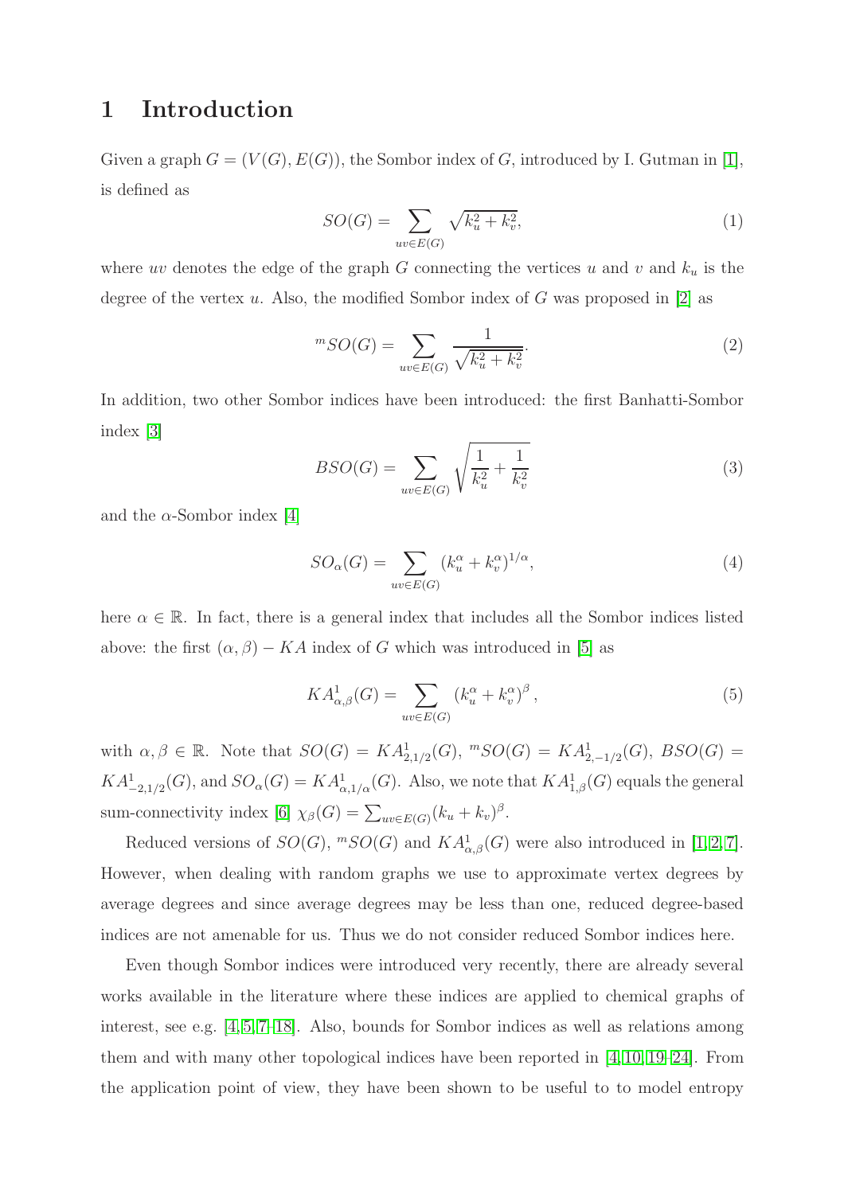# 1 Introduction

Given a graph $G = (V(G), E(G))$, the Sombor index of $G$, introduced by I. Gutman in [1], is defined as

$$SO(G) = \sum_{uv \in E(G)} \sqrt{k_u^2 + k_v^2}, \tag{1}$$

where $uv$ denotes the edge of the graph $G$ connecting the vertices $u$ and $v$ and $k_u$ is the degree of the vertex $u$. Also, the modified Sombor index of $G$ was proposed in [2] as

$$^{m}SO(G) = \sum_{uv \in E(G)} \frac{1}{\sqrt{k_u^2 + k_v^2}}. \tag{2}$$

In addition, two other Sombor indices have been introduced: the first Banhatti-Sombor index [3]

$$BSO(G) = \sum_{uv \in E(G)} \sqrt{\frac{1}{k_u^2} + \frac{1}{k_v^2}} \tag{3}$$

and the $\alpha$-Sombor index [4]

$$SO_\alpha(G) = \sum_{uv \in E(G)} (k_u^\alpha + k_v^\alpha)^{1/\alpha}, \tag{4}$$

here $\alpha \in \mathbb{R}$. In fact, there is a general index that includes all the Sombor indices listed above: the first $(\alpha, \beta) - KA$ index of $G$ which was introduced in [5] as

$$KA^1_{\alpha,\beta}(G) = \sum_{uv \in E(G)} (k_u^\alpha + k_v^\alpha)^\beta, \tag{5}$$

with $\alpha, \beta \in \mathbb{R}$. Note that $SO(G) = KA^1_{2,1/2}(G)$, $^{m}SO(G) = KA^1_{2,-1/2}(G)$, $BSO(G) = KA^1_{-2,1/2}(G)$, and $SO_\alpha(G) = KA^1_{\alpha,1/\alpha}(G)$. Also, we note that $KA^1_{1,\beta}(G)$ equals the general sum-connectivity index [6] $\chi_\beta(G) = \sum_{uv \in E(G)} (k_u + k_v)^\beta$.

Reduced versions of $SO(G)$, $^{m}SO(G)$ and $KA^1_{\alpha,\beta}(G)$ were also introduced in [1, 2, 7]. However, when dealing with random graphs we use to approximate vertex degrees by average degrees and since average degrees may be less than one, reduced degree-based indices are not amenable for us. Thus we do not consider reduced Sombor indices here.

Even though Sombor indices were introduced very recently, there are already several works available in the literature where these indices are applied to chemical graphs of interest, see e.g. [4, 5, 7–18]. Also, bounds for Sombor indices as well as relations among them and with many other topological indices have been reported in [4, 10, 19–24]. From the application point of view, they have been shown to be useful to to model entropy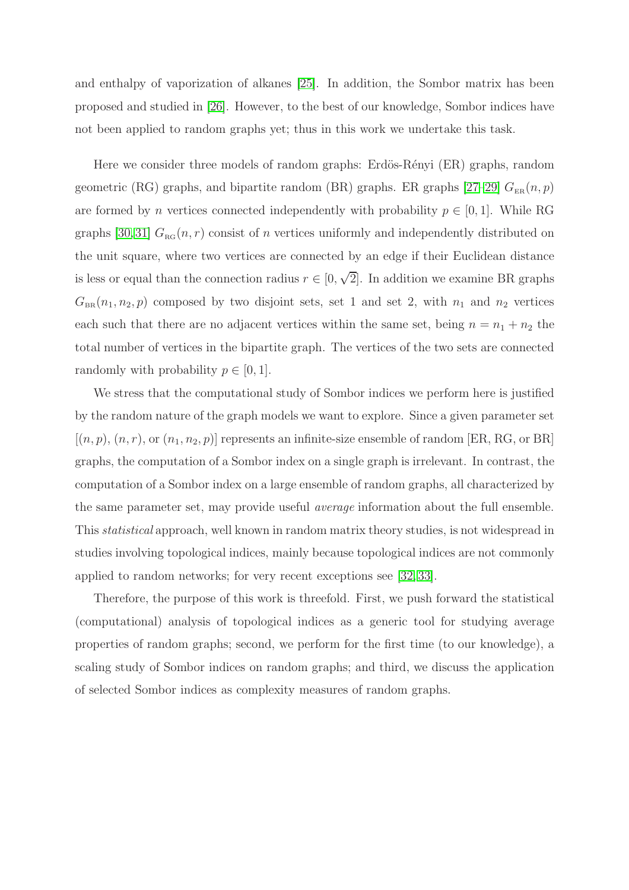and enthalpy of vaporization of alkanes [25]. In addition, the Sombor matrix has been proposed and studied in [26]. However, to the best of our knowledge, Sombor indices have not been applied to random graphs yet; thus in this work we undertake this task.

Here we consider three models of random graphs: Erdös-Rényi (ER) graphs, random geometric (RG) graphs, and bipartite random (BR) graphs. ER graphs [27–29] $G_{\rm ER}(n,p)$ are formed by $n$ vertices connected independently with probability $p \in [0,1]$. While RG graphs [30,31] $G_{\rm RG}(n,r)$ consist of $n$ vertices uniformly and independently distributed on the unit square, where two vertices are connected by an edge if their Euclidean distance is less or equal than the connection radius $r \in [0,\sqrt{2}]$. In addition we examine BR graphs $G_{\rm BR}(n_1,n_2,p)$ composed by two disjoint sets, set 1 and set 2, with $n_1$ and $n_2$ vertices each such that there are no adjacent vertices within the same set, being $n = n_1 + n_2$ the total number of vertices in the bipartite graph. The vertices of the two sets are connected randomly with probability $p \in [0,1]$.

We stress that the computational study of Sombor indices we perform here is justified by the random nature of the graph models we want to explore. Since a given parameter set $[(n,p)$, $(n,r)$, or $(n_1,n_2,p)]$ represents an infinite-size ensemble of random [ER, RG, or BR] graphs, the computation of a Sombor index on a single graph is irrelevant. In contrast, the computation of a Sombor index on a large ensemble of random graphs, all characterized by the same parameter set, may provide useful *average* information about the full ensemble. This *statistical* approach, well known in random matrix theory studies, is not widespread in studies involving topological indices, mainly because topological indices are not commonly applied to random networks; for very recent exceptions see [32,33].

Therefore, the purpose of this work is threefold. First, we push forward the statistical (computational) analysis of topological indices as a generic tool for studying average properties of random graphs; second, we perform for the first time (to our knowledge), a scaling study of Sombor indices on random graphs; and third, we discuss the application of selected Sombor indices as complexity measures of random graphs.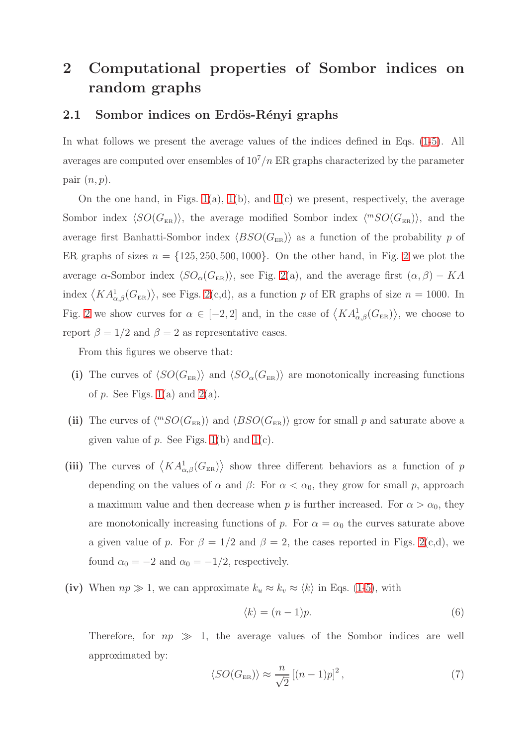# 2 Computational properties of Sombor indices on random graphs

## 2.1 Sombor indices on Erdös-Rényi graphs

In what follows we present the average values of the indices defined in Eqs. (1-5). All averages are computed over ensembles of $10^7/n$ ER graphs characterized by the parameter pair $(n, p)$.

On the one hand, in Figs. 1(a), 1(b), and 1(c) we present, respectively, the average Sombor index $\langle SO(G_{\text{ER}}) \rangle$, the average modified Sombor index $\langle {}^m SO(G_{\text{ER}}) \rangle$, and the average first Banhatti-Sombor index $\langle BSO(G_{\text{ER}}) \rangle$ as a function of the probability $p$ of ER graphs of sizes $n = \{125, 250, 500, 1000\}$. On the other hand, in Fig. 2 we plot the average $\alpha$-Sombor index $\langle SO_\alpha(G_{\text{ER}}) \rangle$, see Fig. 2(a), and the average first $(\alpha, \beta) - KA$ index $\langle KA^1_{\alpha,\beta}(G_{\text{ER}}) \rangle$, see Figs. 2(c,d), as a function $p$ of ER graphs of size $n = 1000$. In Fig. 2 we show curves for $\alpha \in [-2, 2]$ and, in the case of $\langle KA^1_{\alpha,\beta}(G_{\text{ER}}) \rangle$, we choose to report $\beta = 1/2$ and $\beta = 2$ as representative cases.

From this figures we observe that:

**(i)** The curves of $\langle SO(G_{\text{ER}}) \rangle$ and $\langle SO_\alpha(G_{\text{ER}}) \rangle$ are monotonically increasing functions of $p$. See Figs. 1(a) and 2(a).

**(ii)** The curves of $\langle {}^m SO(G_{\text{ER}}) \rangle$ and $\langle BSO(G_{\text{ER}}) \rangle$ grow for small $p$ and saturate above a given value of $p$. See Figs. 1(b) and 1(c).

**(iii)** The curves of $\langle KA^1_{\alpha,\beta}(G_{\text{ER}}) \rangle$ show three different behaviors as a function of $p$ depending on the values of $\alpha$ and $\beta$: For $\alpha < \alpha_0$, they grow for small $p$, approach a maximum value and then decrease when $p$ is further increased. For $\alpha > \alpha_0$, they are monotonically increasing functions of $p$. For $\alpha = \alpha_0$ the curves saturate above a given value of $p$. For $\beta = 1/2$ and $\beta = 2$, the cases reported in Figs. 2(c,d), we found $\alpha_0 = -2$ and $\alpha_0 = -1/2$, respectively.

**(iv)** When $np \gg 1$, we can approximate $k_u \approx k_v \approx \langle k \rangle$ in Eqs. (1-5), with

$$\langle k \rangle = (n-1)p. \tag{6}$$

Therefore, for $np \gg 1$, the average values of the Sombor indices are well approximated by:

$$\langle SO(G_{\text{ER}}) \rangle \approx \frac{n}{\sqrt{2}} \left[ (n-1)p \right]^2, \tag{7}$$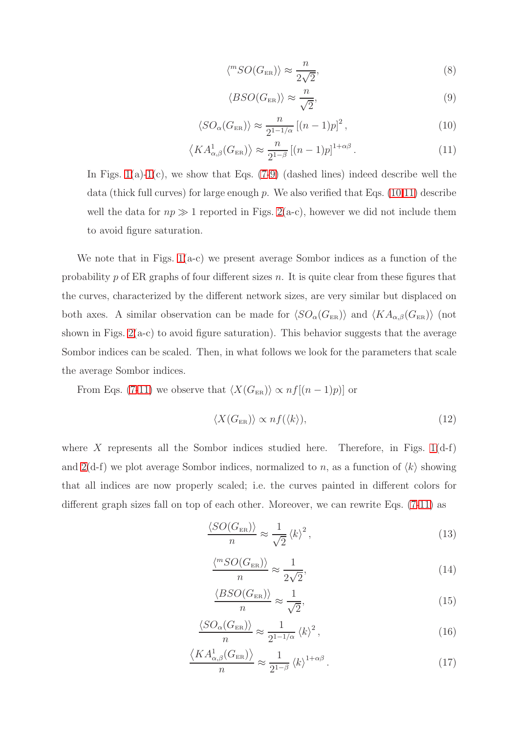$$\langle {}^{m}SO(G_{\text{ER}}) \rangle \approx \frac{n}{2\sqrt{2}}, \tag{8}$$

$$\langle BSO(G_{\text{ER}}) \rangle \approx \frac{n}{\sqrt{2}}, \tag{9}$$

$$\langle SO_{\alpha}(G_{\text{ER}}) \rangle \approx \frac{n}{2^{1-1/\alpha}} \left[(n-1)p\right]^{2}, \tag{10}$$

$$\left\langle KA^{1}_{\alpha,\beta}(G_{\text{ER}}) \right\rangle \approx \frac{n}{2^{1-\beta}} \left[(n-1)p\right]^{1+\alpha\beta}. \tag{11}$$

In Figs. 1(a)-1(c), we show that Eqs. (7-9) (dashed lines) indeed describe well the data (thick full curves) for large enough $p$. We also verified that Eqs. (10,11) describe well the data for $np \gg 1$ reported in Figs. 2(a-c), however we did not include them to avoid figure saturation.

We note that in Figs. 1(a-c) we present average Sombor indices as a function of the probability $p$ of ER graphs of four different sizes $n$. It is quite clear from these figures that the curves, characterized by the different network sizes, are very similar but displaced on both axes. A similar observation can be made for $\langle SO_{\alpha}(G_{\text{ER}}) \rangle$ and $\langle KA_{\alpha,\beta}(G_{\text{ER}}) \rangle$ (not shown in Figs. 2(a-c) to avoid figure saturation). This behavior suggests that the average Sombor indices can be scaled. Then, in what follows we look for the parameters that scale the average Sombor indices.

From Eqs. (7-11) we observe that $\langle X(G_{\text{ER}}) \rangle \propto nf[(n-1)p)]$ or

$$\langle X(G_{\text{ER}}) \rangle \propto nf(\langle k \rangle), \tag{12}$$

where $X$ represents all the Sombor indices studied here. Therefore, in Figs. 1(d-f) and 2(d-f) we plot average Sombor indices, normalized to $n$, as a function of $\langle k \rangle$ showing that all indices are now properly scaled; i.e. the curves painted in different colors for different graph sizes fall on top of each other. Moreover, we can rewrite Eqs. (7-11) as

$$\frac{\langle SO(G_{\text{ER}}) \rangle}{n} \approx \frac{1}{\sqrt{2}} \langle k \rangle^{2}, \tag{13}$$

$$\frac{\langle {}^{m}SO(G_{\text{ER}}) \rangle}{n} \approx \frac{1}{2\sqrt{2}}, \tag{14}$$

$$\frac{\langle BSO(G_{\text{ER}}) \rangle}{n} \approx \frac{1}{\sqrt{2}}, \tag{15}$$

$$\frac{\langle SO_{\alpha}(G_{\text{ER}}) \rangle}{n} \approx \frac{1}{2^{1-1/\alpha}} \langle k \rangle^{2}, \tag{16}$$

$$\frac{\left\langle KA^{1}_{\alpha,\beta}(G_{\text{ER}}) \right\rangle}{n} \approx \frac{1}{2^{1-\beta}} \langle k \rangle^{1+\alpha\beta}. \tag{17}$$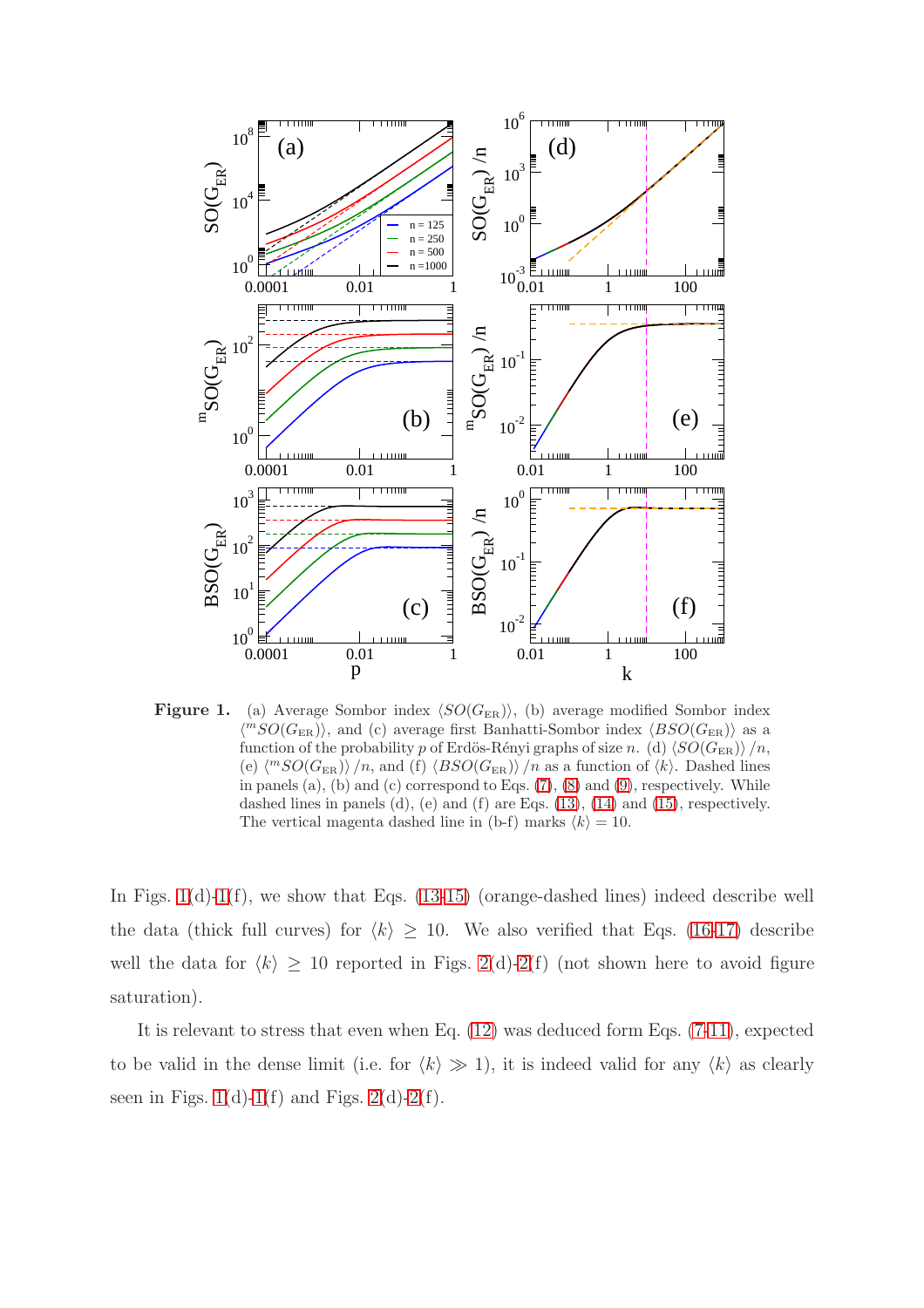**Figure 1.** (a) Average Sombor index $\langle SO(G_{\rm ER})\rangle$, (b) average modified Sombor index $\langle {}^{m}SO(G_{\rm ER})\rangle$, and (c) average first Banhatti-Sombor index $\langle BSO(G_{\rm ER})\rangle$ as a function of the probability $p$ of Erdös-Rényi graphs of size $n$. (d) $\langle SO(G_{\rm ER})\rangle /n$, (e) $\langle {}^{m}SO(G_{\rm ER})\rangle /n$, and (f) $\langle BSO(G_{\rm ER})\rangle /n$ as a function of $\langle k\rangle$. Dashed lines in panels (a), (b) and (c) correspond to Eqs. (7), (8) and (9), respectively. While dashed lines in panels (d), (e) and (f) are Eqs. (13), (14) and (15), respectively. The vertical magenta dashed line in (b-f) marks $\langle k\rangle = 10$.

In Figs. 1(d)-1(f), we show that Eqs. (13-15) (orange-dashed lines) indeed describe well the data (thick full curves) for $\langle k\rangle \geq 10$. We also verified that Eqs. (16-17) describe well the data for $\langle k\rangle \geq 10$ reported in Figs. 2(d)-2(f) (not shown here to avoid figure saturation).

It is relevant to stress that even when Eq. (12) was deduced form Eqs. (7-11), expected to be valid in the dense limit (i.e. for $\langle k\rangle \gg 1$), it is indeed valid for any $\langle k\rangle$ as clearly seen in Figs. 1(d)-1(f) and Figs. 2(d)-2(f).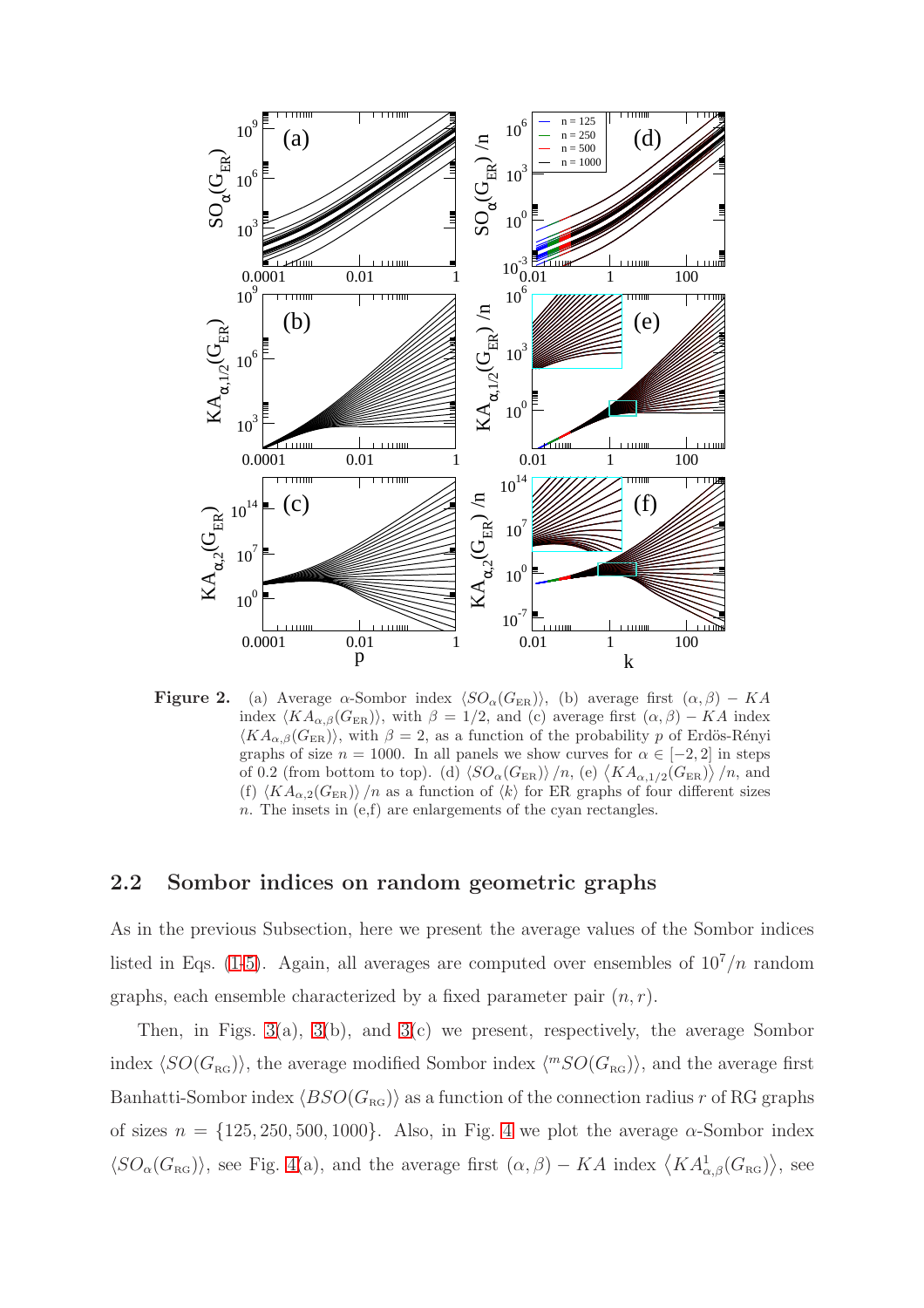**Figure 2.** (a) Average $\alpha$-Sombor index $\langle SO_\alpha(G_{\rm ER})\rangle$, (b) average first $(\alpha,\beta)-KA$ index $\langle KA_{\alpha,\beta}(G_{\rm ER})\rangle$, with $\beta=1/2$, and (c) average first $(\alpha,\beta)-KA$ index $\langle KA_{\alpha,\beta}(G_{\rm ER})\rangle$, with $\beta=2$, as a function of the probability $p$ of Erdös-Rényi graphs of size $n=1000$. In all panels we show curves for $\alpha\in[-2,2]$ in steps of 0.2 (from bottom to top). (d) $\langle SO_\alpha(G_{\rm ER})\rangle/n$, (e) $\langle KA_{\alpha,1/2}(G_{\rm ER})\rangle/n$, and (f) $\langle KA_{\alpha,2}(G_{\rm ER})\rangle/n$ as a function of $\langle k\rangle$ for ER graphs of four different sizes $n$. The insets in (e,f) are enlargements of the cyan rectangles.

## 2.2 Sombor indices on random geometric graphs

As in the previous Subsection, here we present the average values of the Sombor indices listed in Eqs. (1-5). Again, all averages are computed over ensembles of $10^7/n$ random graphs, each ensemble characterized by a fixed parameter pair $(n,r)$.

Then, in Figs. 3(a), 3(b), and 3(c) we present, respectively, the average Sombor index $\langle SO(G_{\rm RG})\rangle$, the average modified Sombor index $\langle {}^{m}SO(G_{\rm RG})\rangle$, and the average first Banhatti-Sombor index $\langle BSO(G_{\rm RG})\rangle$ as a function of the connection radius $r$ of RG graphs of sizes $n=\{125,250,500,1000\}$. Also, in Fig. 4 we plot the average $\alpha$-Sombor index $\langle SO_\alpha(G_{\rm RG})\rangle$, see Fig. 4(a), and the average first $(\alpha,\beta)-KA$ index $\langle KA^1_{\alpha,\beta}(G_{\rm RG})\rangle$, see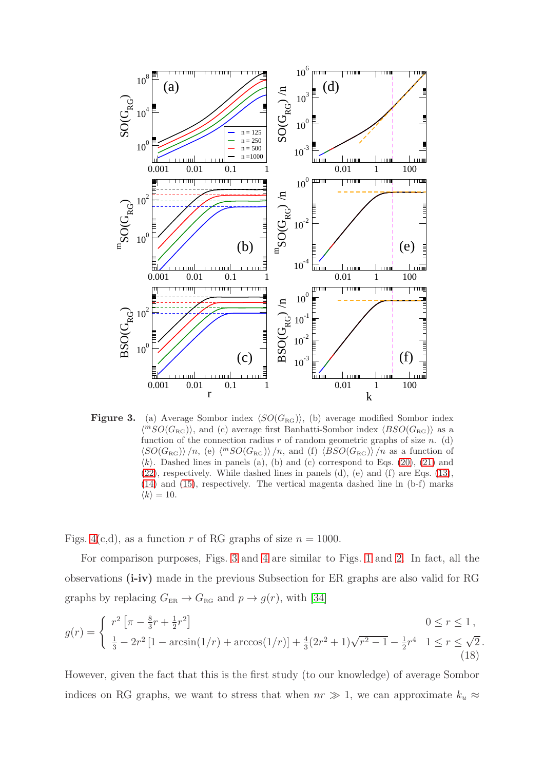**Figure 3.** (a) Average Sombor index $\langle SO(G_{\rm RG})\rangle$, (b) average modified Sombor index $\langle {}^{m}SO(G_{\rm RG})\rangle$, and (c) average first Banhatti-Sombor index $\langle BSO(G_{\rm RG})\rangle$ as a function of the connection radius $r$ of random geometric graphs of size $n$. (d) $\langle SO(G_{\rm RG})\rangle/n$, (e) $\langle {}^{m}SO(G_{\rm RG})\rangle/n$, and (f) $\langle BSO(G_{\rm RG})\rangle/n$ as a function of $\langle k\rangle$. Dashed lines in panels (a), (b) and (c) correspond to Eqs. (20), (21) and (22), respectively. While dashed lines in panels (d), (e) and (f) are Eqs. (13), (14) and (15), respectively. The vertical magenta dashed line in (b-f) marks $\langle k\rangle = 10$.

Figs. 4(c,d), as a function $r$ of RG graphs of size $n = 1000$.

For comparison purposes, Figs. 3 and 4 are similar to Figs. 1 and 2. In fact, all the observations **(i-iv)** made in the previous Subsection for ER graphs are also valid for RG graphs by replacing $G_{\rm ER} \to G_{\rm RG}$ and $p \to g(r)$, with [34]

$$
g(r) = \begin{cases} r^2\left[\pi - \frac{8}{3}r + \frac{1}{2}r^2\right] & 0 \le r \le 1\,, \\ \frac{1}{3} - 2r^2\left[1 - \arcsin(1/r) + \arccos(1/r)\right] + \frac{4}{3}(2r^2+1)\sqrt{r^2-1} - \frac{1}{2}r^4 & 1 \le r \le \sqrt{2}\,. \end{cases} \tag{18}
$$

However, given the fact that this is the first study (to our knowledge) of average Sombor indices on RG graphs, we want to stress that when $nr \gg 1$, we can approximate $k_u \approx$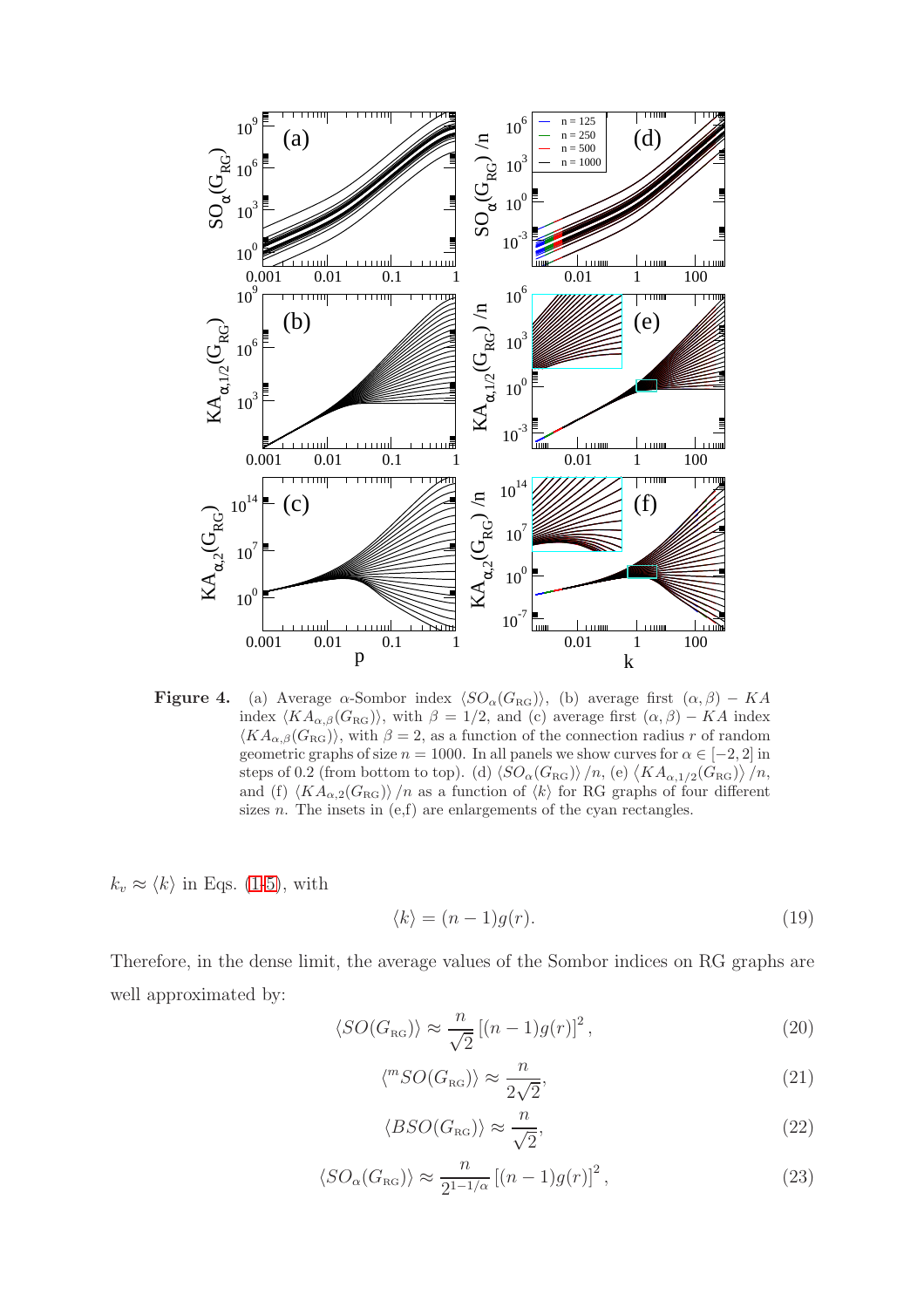**Figure 4.** (a) Average $\alpha$-Sombor index $\langle SO_\alpha(G_{\rm RG})\rangle$, (b) average first $(\alpha,\beta) - KA$ index $\langle KA_{\alpha,\beta}(G_{\rm RG})\rangle$, with $\beta = 1/2$, and (c) average first $(\alpha,\beta) - KA$ index $\langle KA_{\alpha,\beta}(G_{\rm RG})\rangle$, with $\beta = 2$, as a function of the connection radius $r$ of random geometric graphs of size $n = 1000$. In all panels we show curves for $\alpha \in [-2, 2]$ in steps of 0.2 (from bottom to top). (d) $\langle SO_\alpha(G_{\rm RG})\rangle /n$, (e) $\langle KA_{\alpha,1/2}(G_{\rm RG})\rangle /n$, and (f) $\langle KA_{\alpha,2}(G_{\rm RG})\rangle /n$ as a function of $\langle k\rangle$ for RG graphs of four different sizes $n$. The insets in (e,f) are enlargements of the cyan rectangles.

$k_v \approx \langle k\rangle$ in Eqs. (1-5), with

$$\langle k\rangle = (n-1)g(r). \tag{19}$$

Therefore, in the dense limit, the average values of the Sombor indices on RG graphs are well approximated by:

$$\langle SO(G_{\rm RG})\rangle \approx \frac{n}{\sqrt{2}}\left[(n-1)g(r)\right]^2, \tag{20}$$

$$\langle {}^{m}SO(G_{\rm RG})\rangle \approx \frac{n}{2\sqrt{2}}, \tag{21}$$

$$\langle BSO(G_{\rm RG})\rangle \approx \frac{n}{\sqrt{2}}, \tag{22}$$

$$\langle SO_\alpha(G_{\rm RG})\rangle \approx \frac{n}{2^{1-1/\alpha}}\left[(n-1)g(r)\right]^2, \tag{23}$$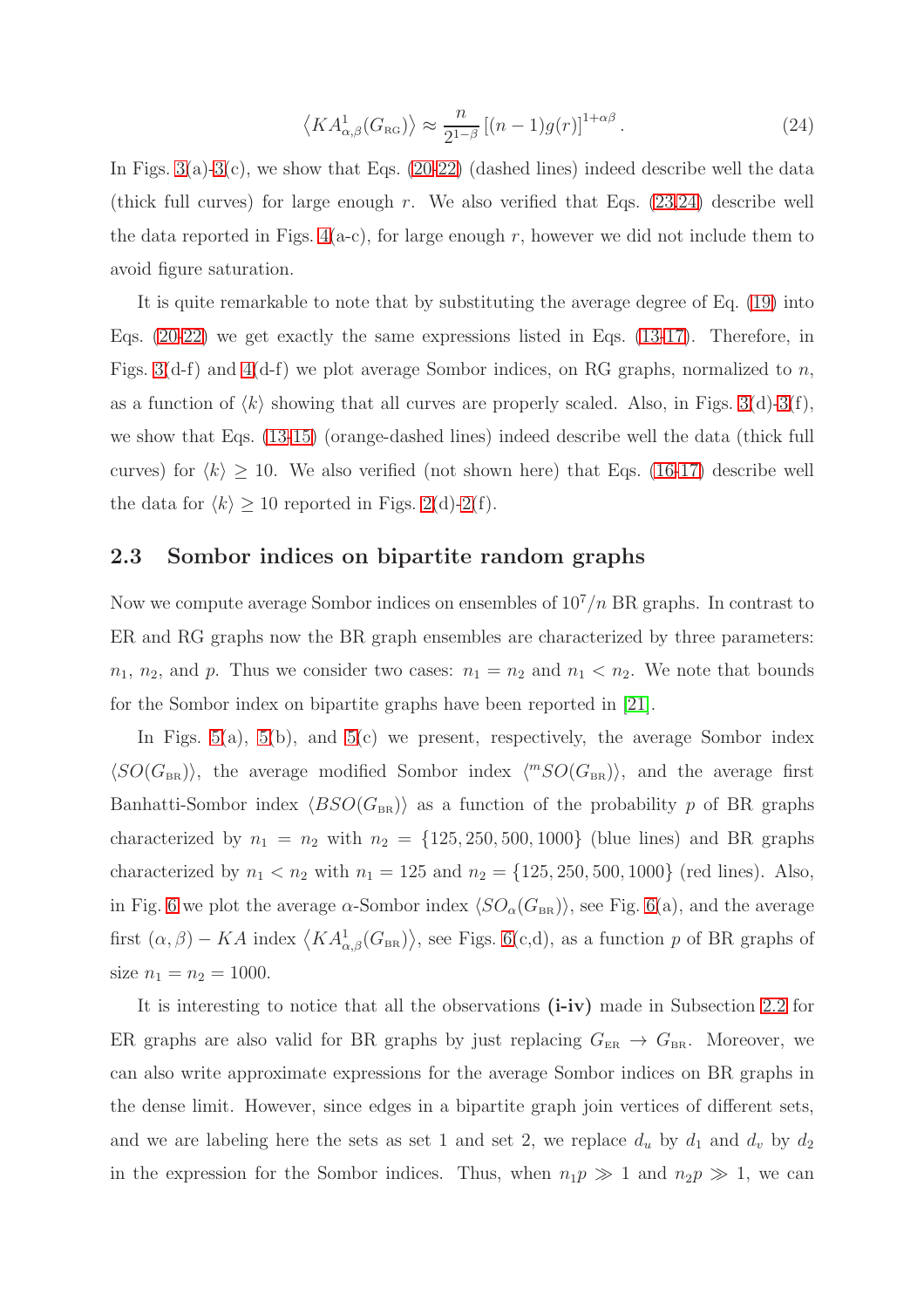$$\left\langle KA^1_{\alpha,\beta}(G_{\rm RG})\right\rangle \approx \frac{n}{2^{1-\beta}}\left[(n-1)g(r)\right]^{1+\alpha\beta}. \tag{24}$$

In Figs. 3(a)-3(c), we show that Eqs. (20-22) (dashed lines) indeed describe well the data (thick full curves) for large enough $r$. We also verified that Eqs. (23,24) describe well the data reported in Figs. 4(a-c), for large enough $r$, however we did not include them to avoid figure saturation.

It is quite remarkable to note that by substituting the average degree of Eq. (19) into Eqs. (20-22) we get exactly the same expressions listed in Eqs. (13-17). Therefore, in Figs. 3(d-f) and 4(d-f) we plot average Sombor indices, on RG graphs, normalized to $n$, as a function of $\langle k\rangle$ showing that all curves are properly scaled. Also, in Figs. 3(d)-3(f), we show that Eqs. (13-15) (orange-dashed lines) indeed describe well the data (thick full curves) for $\langle k\rangle \geq 10$. We also verified (not shown here) that Eqs. (16-17) describe well the data for $\langle k\rangle \geq 10$ reported in Figs. 2(d)-2(f).

## 2.3 Sombor indices on bipartite random graphs

Now we compute average Sombor indices on ensembles of $10^7/n$ BR graphs. In contrast to ER and RG graphs now the BR graph ensembles are characterized by three parameters: $n_1$, $n_2$, and $p$. Thus we consider two cases: $n_1 = n_2$ and $n_1 < n_2$. We note that bounds for the Sombor index on bipartite graphs have been reported in [21].

In Figs. 5(a), 5(b), and 5(c) we present, respectively, the average Sombor index $\langle SO(G_{\rm BR})\rangle$, the average modified Sombor index $\langle {}^mSO(G_{\rm BR})\rangle$, and the average first Banhatti-Sombor index $\langle BSO(G_{\rm BR})\rangle$ as a function of the probability $p$ of BR graphs characterized by $n_1 = n_2$ with $n_2 = \{125, 250, 500, 1000\}$ (blue lines) and BR graphs characterized by $n_1 < n_2$ with $n_1 = 125$ and $n_2 = \{125, 250, 500, 1000\}$ (red lines). Also, in Fig. 6 we plot the average $\alpha$-Sombor index $\langle SO_\alpha(G_{\rm BR})\rangle$, see Fig. 6(a), and the average first $(\alpha, \beta) - KA$ index $\left\langle KA^1_{\alpha,\beta}(G_{\rm BR})\right\rangle$, see Figs. 6(c,d), as a function $p$ of BR graphs of size $n_1 = n_2 = 1000$.

It is interesting to notice that all the observations **(i-iv)** made in Subsection 2.2 for ER graphs are also valid for BR graphs by just replacing $G_{\rm ER} \to G_{\rm BR}$. Moreover, we can also write approximate expressions for the average Sombor indices on BR graphs in the dense limit. However, since edges in a bipartite graph join vertices of different sets, and we are labeling here the sets as set 1 and set 2, we replace $d_u$ by $d_1$ and $d_v$ by $d_2$ in the expression for the Sombor indices. Thus, when $n_1p \gg 1$ and $n_2p \gg 1$, we can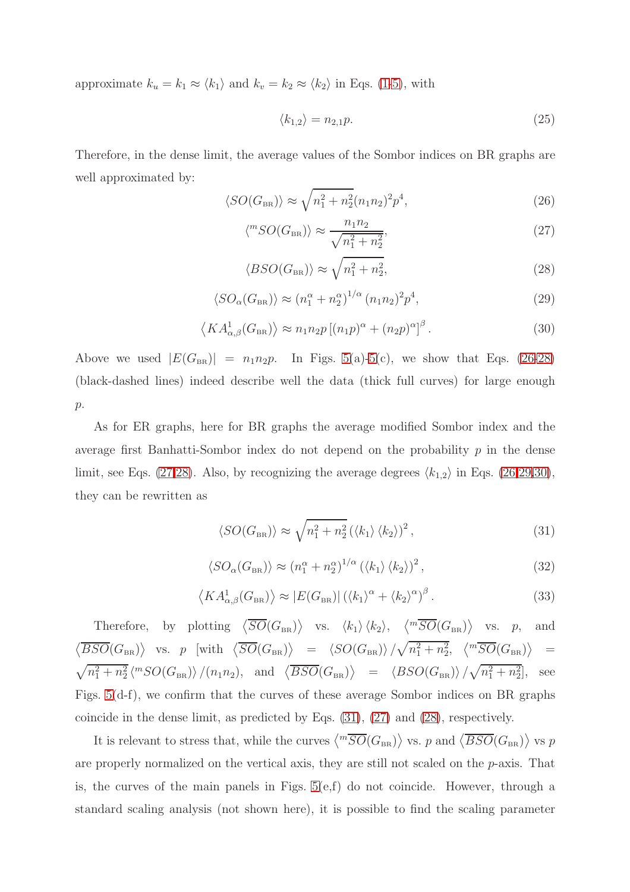approximate $k_u = k_1 \approx \langle k_1 \rangle$ and $k_v = k_2 \approx \langle k_2 \rangle$ in Eqs. (1-5), with

$$\langle k_{1,2} \rangle = n_{2,1} p. \tag{25}$$

Therefore, in the dense limit, the average values of the Sombor indices on BR graphs are well approximated by:

$$\langle SO(G_{\rm BR}) \rangle \approx \sqrt{n_1^2 + n_2^2} (n_1 n_2)^2 p^4, \tag{26}$$

$$\langle {}^m SO(G_{\rm BR}) \rangle \approx \frac{n_1 n_2}{\sqrt{n_1^2 + n_2^2}}, \tag{27}$$

$$\langle BSO(G_{\rm BR}) \rangle \approx \sqrt{n_1^2 + n_2^2}, \tag{28}$$

$$\langle SO_\alpha(G_{\rm BR}) \rangle \approx \left( n_1^\alpha + n_2^\alpha \right)^{1/\alpha} (n_1 n_2)^2 p^4, \tag{29}$$

$$\left\langle KA^1_{\alpha,\beta}(G_{\rm BR}) \right\rangle \approx n_1 n_2 p \left[ (n_1 p)^\alpha + (n_2 p)^\alpha \right]^\beta. \tag{30}$$

Above we used $|E(G_{\rm BR})| = n_1 n_2 p$. In Figs. 5(a)-5(c), we show that Eqs. (26-28) (black-dashed lines) indeed describe well the data (thick full curves) for large enough $p$.

As for ER graphs, here for BR graphs the average modified Sombor index and the average first Banhatti-Sombor index do not depend on the probability $p$ in the dense limit, see Eqs. (27,28). Also, by recognizing the average degrees $\langle k_{1,2} \rangle$ in Eqs. (26,29,30), they can be rewritten as

$$\langle SO(G_{\rm BR}) \rangle \approx \sqrt{n_1^2 + n_2^2} \left( \langle k_1 \rangle \langle k_2 \rangle \right)^2, \tag{31}$$

$$\langle SO_\alpha(G_{\rm BR}) \rangle \approx \left( n_1^\alpha + n_2^\alpha \right)^{1/\alpha} \left( \langle k_1 \rangle \langle k_2 \rangle \right)^2, \tag{32}$$

$$\left\langle KA^1_{\alpha,\beta}(G_{\rm BR}) \right\rangle \approx |E(G_{\rm BR})| \left( \langle k_1 \rangle^\alpha + \langle k_2 \rangle^\alpha \right)^\beta. \tag{33}$$

Therefore, by plotting $\left\langle \overline{SO}(G_{\rm BR}) \right\rangle$ vs. $\langle k_1 \rangle \langle k_2 \rangle$, $\left\langle {}^m\overline{SO}(G_{\rm BR}) \right\rangle$ vs. $p$, and $\left\langle \overline{BSO}(G_{\rm BR}) \right\rangle$ vs. $p$ [with $\left\langle \overline{SO}(G_{\rm BR}) \right\rangle = \langle SO(G_{\rm BR}) \rangle / \sqrt{n_1^2 + n_2^2}$, $\left\langle {}^m\overline{SO}(G_{\rm BR}) \right\rangle = \sqrt{n_1^2 + n_2^2} \langle {}^m SO(G_{\rm BR}) \rangle / (n_1 n_2)$, and $\left\langle \overline{BSO}(G_{\rm BR}) \right\rangle = \langle BSO(G_{\rm BR}) \rangle / \sqrt{n_1^2 + n_2^2}$], see Figs. 5(d-f), we confirm that the curves of these average Sombor indices on BR graphs coincide in the dense limit, as predicted by Eqs. (31), (27) and (28), respectively.

It is relevant to stress that, while the curves $\left\langle {}^m\overline{SO}(G_{\rm BR}) \right\rangle$ vs. $p$ and $\left\langle \overline{BSO}(G_{\rm BR}) \right\rangle$ vs $p$ are properly normalized on the vertical axis, they are still not scaled on the $p$-axis. That is, the curves of the main panels in Figs. 5(e,f) do not coincide. However, through a standard scaling analysis (not shown here), it is possible to find the scaling parameter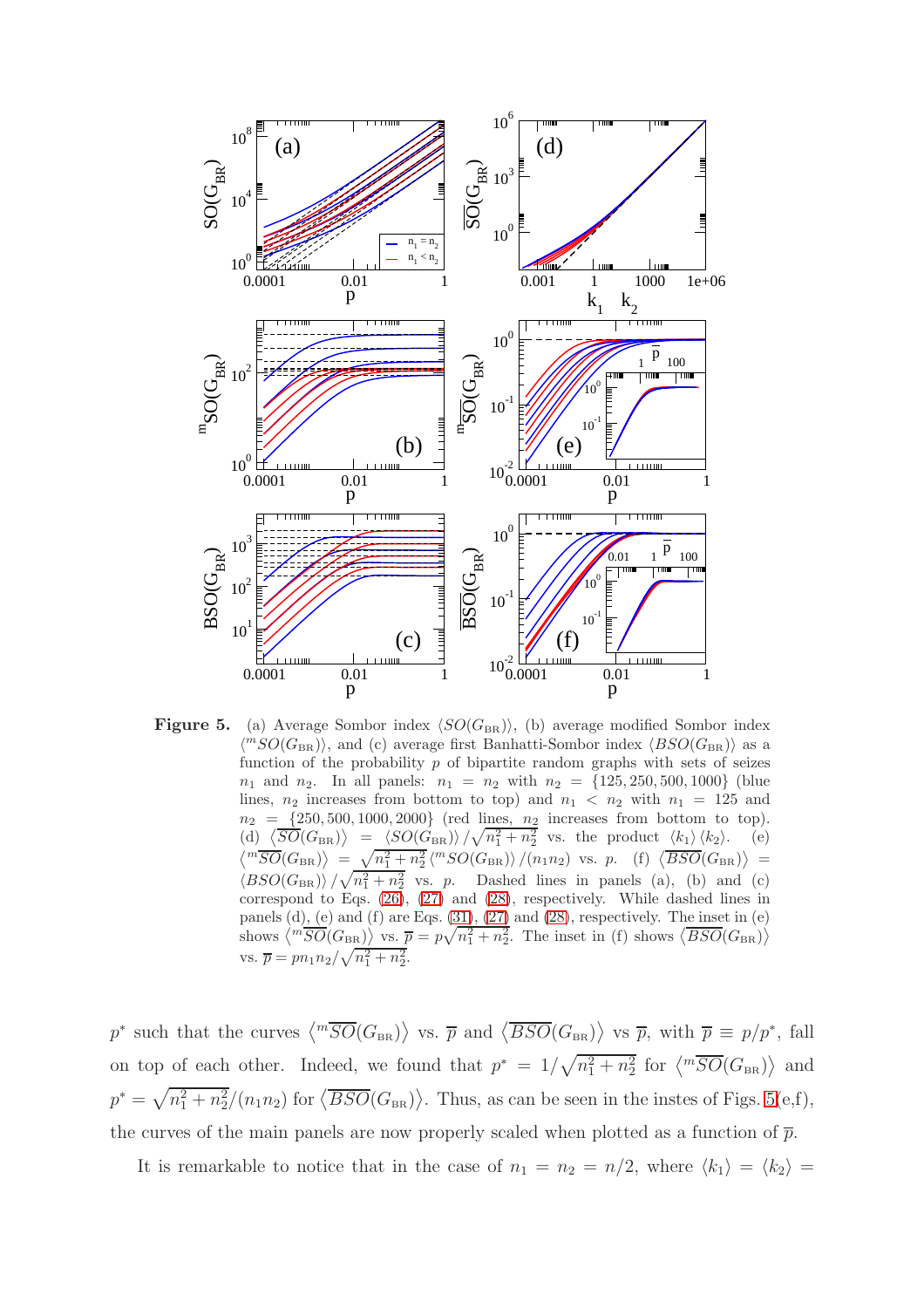**Figure 5.** (a) Average Sombor index $\langle SO(G_{\rm BR})\rangle$, (b) average modified Sombor index $\langle {}^{m}SO(G_{\rm BR})\rangle$, and (c) average first Banhatti-Sombor index $\langle BSO(G_{\rm BR})\rangle$ as a function of the probability $p$ of bipartite random graphs with sets of seizes $n_1$ and $n_2$. In all panels: $n_1 = n_2$ with $n_2 = \{125, 250, 500, 1000\}$ (blue lines, $n_2$ increases from bottom to top) and $n_1 < n_2$ with $n_1 = 125$ and $n_2 = \{250, 500, 1000, 2000\}$ (red lines, $n_2$ increases from bottom to top). (d) $\langle \overline{SO}(G_{\rm BR})\rangle = \langle SO(G_{\rm BR})\rangle /\sqrt{n_1^2+n_2^2}$ vs. the product $\langle k_1\rangle \langle k_2\rangle$. (e) $\langle {}^{m}\overline{SO}(G_{\rm BR})\rangle = \sqrt{n_1^2+n_2^2}\langle {}^{m}SO(G_{\rm BR})\rangle /(n_1 n_2)$ vs. $p$. (f) $\langle \overline{BSO}(G_{\rm BR})\rangle = \langle BSO(G_{\rm BR})\rangle /\sqrt{n_1^2+n_2^2}$ vs. $p$. Dashed lines in panels (a), (b) and (c) correspond to Eqs. (26), (27) and (28), respectively. While dashed lines in panels (d), (e) and (f) are Eqs. (31), (27) and (28), respectively. The inset in (e) shows $\langle {}^{m}\overline{SO}(G_{\rm BR})\rangle$ vs. $\overline{p} = p\sqrt{n_1^2+n_2^2}$. The inset in (f) shows $\langle \overline{BSO}(G_{\rm BR})\rangle$ vs. $\overline{p} = pn_1n_2/\sqrt{n_1^2+n_2^2}$.

$p^*$ such that the curves $\langle {}^{m}\overline{SO}(G_{\rm BR})\rangle$ vs. $\overline{p}$ and $\langle \overline{BSO}(G_{\rm BR})\rangle$ vs $\overline{p}$, with $\overline{p} \equiv p/p^*$, fall on top of each other. Indeed, we found that $p^* = 1/\sqrt{n_1^2+n_2^2}$ for $\langle {}^{m}\overline{SO}(G_{\rm BR})\rangle$ and $p^* = \sqrt{n_1^2+n_2^2}/(n_1n_2)$ for $\langle \overline{BSO}(G_{\rm BR})\rangle$. Thus, as can be seen in the instes of Figs. 5(e,f), the curves of the main panels are now properly scaled when plotted as a function of $\overline{p}$.

It is remarkable to notice that in the case of $n_1 = n_2 = n/2$, where $\langle k_1\rangle = \langle k_2\rangle =$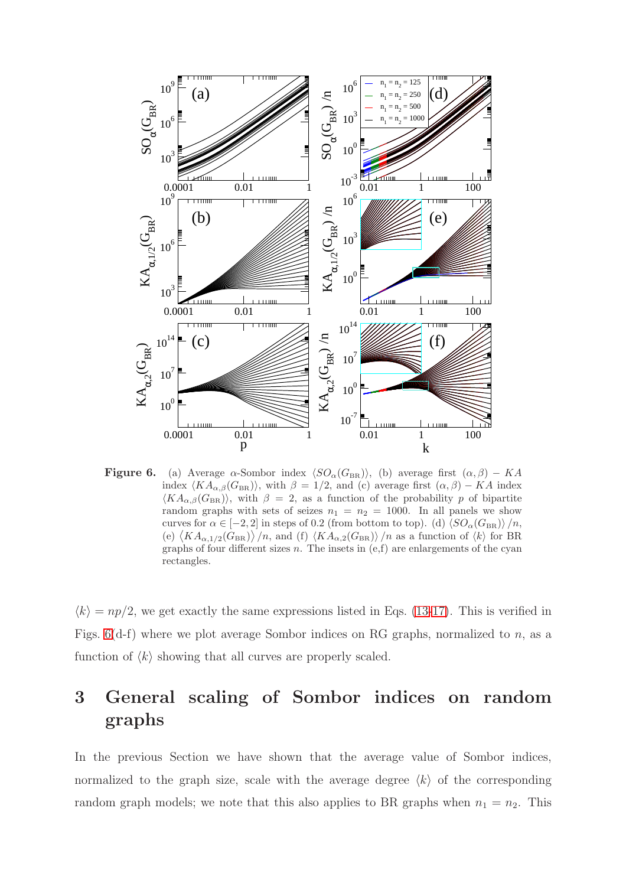**Figure 6.** (a) Average $\alpha$-Sombor index $\langle SO_\alpha(G_{\rm BR})\rangle$, (b) average first $(\alpha,\beta)-KA$ index $\langle KA_{\alpha,\beta}(G_{\rm BR})\rangle$, with $\beta = 1/2$, and (c) average first $(\alpha,\beta)-KA$ index $\langle KA_{\alpha,\beta}(G_{\rm BR})\rangle$, with $\beta = 2$, as a function of the probability $p$ of bipartite random graphs with sets of seizes $n_1 = n_2 = 1000$. In all panels we show curves for $\alpha \in [-2, 2]$ in steps of 0.2 (from bottom to top). (d) $\langle SO_\alpha(G_{\rm BR})\rangle/n$, (e) $\langle KA_{\alpha,1/2}(G_{\rm BR})\rangle/n$, and (f) $\langle KA_{\alpha,2}(G_{\rm BR})\rangle/n$ as a function of $\langle k\rangle$ for BR graphs of four different sizes $n$. The insets in (e,f) are enlargements of the cyan rectangles.

$\langle k\rangle = np/2$, we get exactly the same expressions listed in Eqs. (13-17). This is verified in Figs. 6(d-f) where we plot average Sombor indices on RG graphs, normalized to $n$, as a function of $\langle k\rangle$ showing that all curves are properly scaled.

# 3 General scaling of Sombor indices on random graphs

In the previous Section we have shown that the average value of Sombor indices, normalized to the graph size, scale with the average degree $\langle k\rangle$ of the corresponding random graph models; we note that this also applies to BR graphs when $n_1 = n_2$. This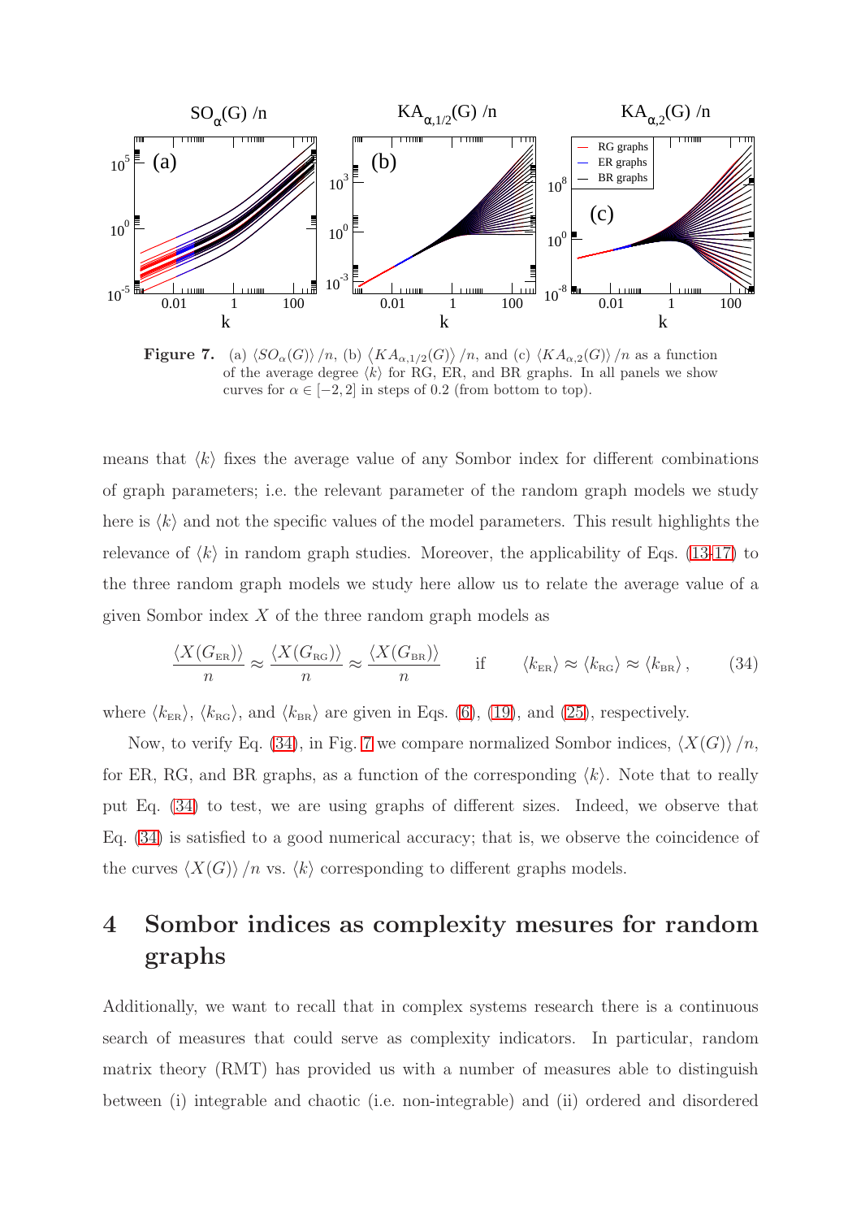**Figure 7.** (a) $\langle SO_\alpha(G)\rangle/n$, (b) $\langle KA_{\alpha,1/2}(G)\rangle/n$, and (c) $\langle KA_{\alpha,2}(G)\rangle/n$ as a function of the average degree $\langle k\rangle$ for RG, ER, and BR graphs. In all panels we show curves for $\alpha \in [-2, 2]$ in steps of 0.2 (from bottom to top).

means that $\langle k\rangle$ fixes the average value of any Sombor index for different combinations of graph parameters; i.e. the relevant parameter of the random graph models we study here is $\langle k\rangle$ and not the specific values of the model parameters. This result highlights the relevance of $\langle k\rangle$ in random graph studies. Moreover, the applicability of Eqs. (13-17) to the three random graph models we study here allow us to relate the average value of a given Sombor index $X$ of the three random graph models as

$$\frac{\langle X(G_{\rm ER})\rangle}{n} \approx \frac{\langle X(G_{\rm RG})\rangle}{n} \approx \frac{\langle X(G_{\rm BR})\rangle}{n} \qquad \text{if} \qquad \langle k_{\rm ER}\rangle \approx \langle k_{\rm RG}\rangle \approx \langle k_{\rm BR}\rangle\,, \tag{34}$$

where $\langle k_{\rm ER}\rangle$, $\langle k_{\rm RG}\rangle$, and $\langle k_{\rm BR}\rangle$ are given in Eqs. (6), (19), and (25), respectively.

Now, to verify Eq. (34), in Fig. 7 we compare normalized Sombor indices, $\langle X(G)\rangle/n$, for ER, RG, and BR graphs, as a function of the corresponding $\langle k\rangle$. Note that to really put Eq. (34) to test, we are using graphs of different sizes. Indeed, we observe that Eq. (34) is satisfied to a good numerical accuracy; that is, we observe the coincidence of the curves $\langle X(G)\rangle/n$ vs. $\langle k\rangle$ corresponding to different graphs models.

# 4 Sombor indices as complexity mesures for random graphs

Additionally, we want to recall that in complex systems research there is a continuous search of measures that could serve as complexity indicators. In particular, random matrix theory (RMT) has provided us with a number of measures able to distinguish between (i) integrable and chaotic (i.e. non-integrable) and (ii) ordered and disordered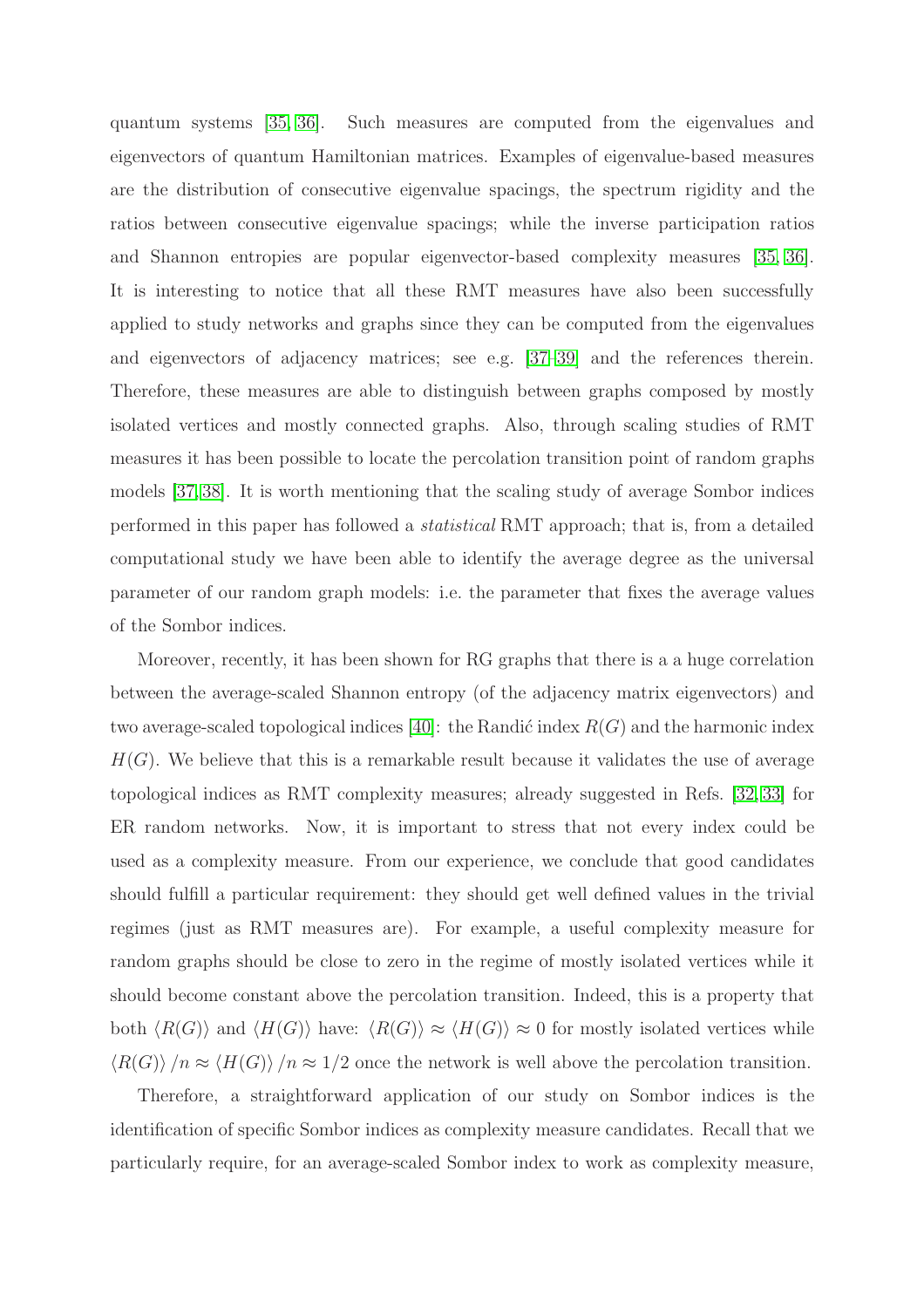quantum systems [35, 36]. Such measures are computed from the eigenvalues and eigenvectors of quantum Hamiltonian matrices. Examples of eigenvalue-based measures are the distribution of consecutive eigenvalue spacings, the spectrum rigidity and the ratios between consecutive eigenvalue spacings; while the inverse participation ratios and Shannon entropies are popular eigenvector-based complexity measures [35, 36]. It is interesting to notice that all these RMT measures have also been successfully applied to study networks and graphs since they can be computed from the eigenvalues and eigenvectors of adjacency matrices; see e.g. [37–39] and the references therein. Therefore, these measures are able to distinguish between graphs composed by mostly isolated vertices and mostly connected graphs. Also, through scaling studies of RMT measures it has been possible to locate the percolation transition point of random graphs models [37, 38]. It is worth mentioning that the scaling study of average Sombor indices performed in this paper has followed a *statistical* RMT approach; that is, from a detailed computational study we have been able to identify the average degree as the universal parameter of our random graph models: i.e. the parameter that fixes the average values of the Sombor indices.

Moreover, recently, it has been shown for RG graphs that there is a a huge correlation between the average-scaled Shannon entropy (of the adjacency matrix eigenvectors) and two average-scaled topological indices [40]: the Randić index $R(G)$ and the harmonic index $H(G)$. We believe that this is a remarkable result because it validates the use of average topological indices as RMT complexity measures; already suggested in Refs. [32, 33] for ER random networks. Now, it is important to stress that not every index could be used as a complexity measure. From our experience, we conclude that good candidates should fulfill a particular requirement: they should get well defined values in the trivial regimes (just as RMT measures are). For example, a useful complexity measure for random graphs should be close to zero in the regime of mostly isolated vertices while it should become constant above the percolation transition. Indeed, this is a property that both $\langle R(G)\rangle$ and $\langle H(G)\rangle$ have: $\langle R(G)\rangle \approx \langle H(G)\rangle \approx 0$ for mostly isolated vertices while $\langle R(G)\rangle /n \approx \langle H(G)\rangle /n \approx 1/2$ once the network is well above the percolation transition.

Therefore, a straightforward application of our study on Sombor indices is the identification of specific Sombor indices as complexity measure candidates. Recall that we particularly require, for an average-scaled Sombor index to work as complexity measure,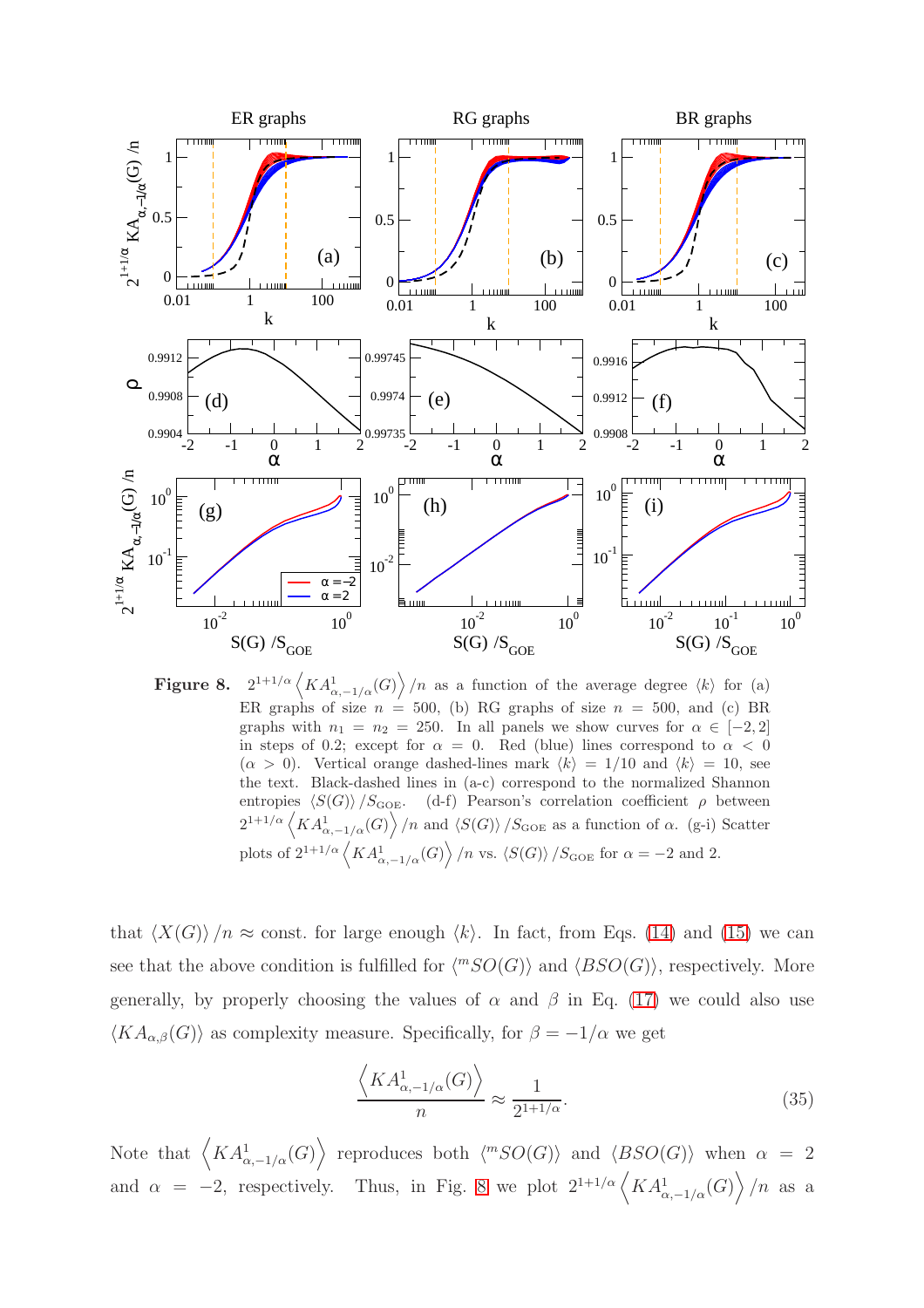**Figure 8.** $2^{1+1/\alpha}\left\langle KA^1_{\alpha,-1/\alpha}(G)\right\rangle/n$ as a function of the average degree $\langle k\rangle$ for (a) ER graphs of size $n = 500$, (b) RG graphs of size $n = 500$, and (c) BR graphs with $n_1 = n_2 = 250$. In all panels we show curves for $\alpha \in [-2, 2]$ in steps of 0.2; except for $\alpha = 0$. Red (blue) lines correspond to $\alpha < 0$ ($\alpha > 0$). Vertical orange dashed-lines mark $\langle k\rangle = 1/10$ and $\langle k\rangle = 10$, see the text. Black-dashed lines in (a-c) correspond to the normalized Shannon entropies $\langle S(G)\rangle/S_{\rm GOE}$. (d-f) Pearson's correlation coefficient $\rho$ between $2^{1+1/\alpha}\left\langle KA^1_{\alpha,-1/\alpha}(G)\right\rangle/n$ and $\langle S(G)\rangle/S_{\rm GOE}$ as a function of $\alpha$. (g-i) Scatter plots of $2^{1+1/\alpha}\left\langle KA^1_{\alpha,-1/\alpha}(G)\right\rangle/n$ vs. $\langle S(G)\rangle/S_{\rm GOE}$ for $\alpha = -2$ and 2.

that $\langle X(G)\rangle/n \approx$ const. for large enough $\langle k\rangle$. In fact, from Eqs. (14) and (15) we can see that the above condition is fulfilled for $\langle {}^mSO(G)\rangle$ and $\langle BSO(G)\rangle$, respectively. More generally, by properly choosing the values of $\alpha$ and $\beta$ in Eq. (17) we could also use $\langle KA_{\alpha,\beta}(G)\rangle$ as complexity measure. Specifically, for $\beta = -1/\alpha$ we get

$$\frac{\left\langle KA^1_{\alpha,-1/\alpha}(G)\right\rangle}{n} \approx \frac{1}{2^{1+1/\alpha}}. \tag{35}$$

Note that $\left\langle KA^1_{\alpha,-1/\alpha}(G)\right\rangle$ reproduces both $\langle {}^mSO(G)\rangle$ and $\langle BSO(G)\rangle$ when $\alpha = 2$ and $\alpha = -2$, respectively. Thus, in Fig. 8 we plot $2^{1+1/\alpha}\left\langle KA^1_{\alpha,-1/\alpha}(G)\right\rangle/n$ as a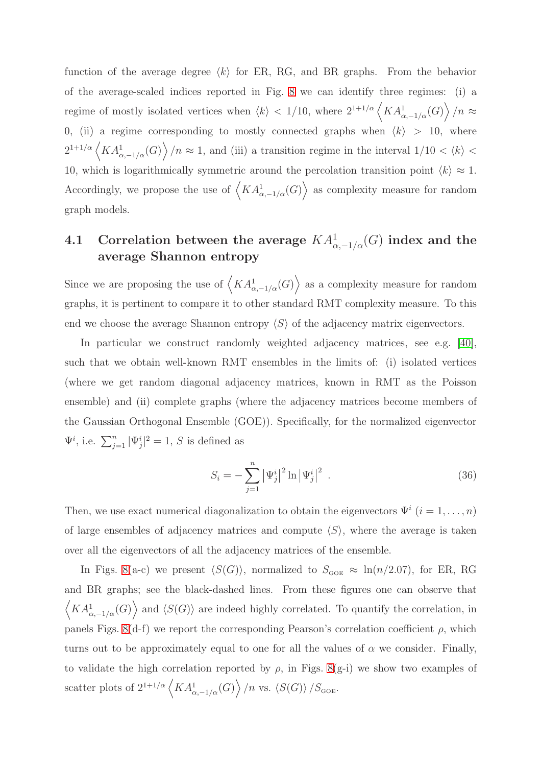function of the average degree $\langle k \rangle$ for ER, RG, and BR graphs. From the behavior of the average-scaled indices reported in Fig. 8 we can identify three regimes: (i) a regime of mostly isolated vertices when $\langle k \rangle < 1/10$, where $2^{1+1/\alpha} \left\langle KA^1_{\alpha,-1/\alpha}(G) \right\rangle /n \approx 0$, (ii) a regime corresponding to mostly connected graphs when $\langle k \rangle > 10$, where $2^{1+1/\alpha} \left\langle KA^1_{\alpha,-1/\alpha}(G) \right\rangle /n \approx 1$, and (iii) a transition regime in the interval $1/10 < \langle k \rangle < 10$, which is logarithmically symmetric around the percolation transition point $\langle k \rangle \approx 1$. Accordingly, we propose the use of $\left\langle KA^1_{\alpha,-1/\alpha}(G) \right\rangle$ as complexity measure for random graph models.

## 4.1 Correlation between the average $KA^1_{\alpha,-1/\alpha}(G)$ index and the average Shannon entropy

Since we are proposing the use of $\left\langle KA^1_{\alpha,-1/\alpha}(G) \right\rangle$ as a complexity measure for random graphs, it is pertinent to compare it to other standard RMT complexity measure. To this end we choose the average Shannon entropy $\langle S \rangle$ of the adjacency matrix eigenvectors.

In particular we construct randomly weighted adjacency matrices, see e.g. [40], such that we obtain well-known RMT ensembles in the limits of: (i) isolated vertices (where we get random diagonal adjacency matrices, known in RMT as the Poisson ensemble) and (ii) complete graphs (where the adjacency matrices become members of the Gaussian Orthogonal Ensemble (GOE)). Specifically, for the normalized eigenvector $\Psi^i$, i.e. $\sum_{j=1}^{n} |\Psi^i_j|^2 = 1$, $S$ is defined as

$$S_i = -\sum_{j=1}^{n} \left|\Psi^i_j\right|^2 \ln \left|\Psi^i_j\right|^2 \ . \tag{36}$$

Then, we use exact numerical diagonalization to obtain the eigenvectors $\Psi^i$ $(i = 1, \ldots, n)$ of large ensembles of adjacency matrices and compute $\langle S \rangle$, where the average is taken over all the eigenvectors of all the adjacency matrices of the ensemble.

In Figs. 8(a-c) we present $\langle S(G) \rangle$, normalized to $S_{\rm GOE} \approx \ln(n/2.07)$, for ER, RG and BR graphs; see the black-dashed lines. From these figures one can observe that $\left\langle KA^1_{\alpha,-1/\alpha}(G) \right\rangle$ and $\langle S(G) \rangle$ are indeed highly correlated. To quantify the correlation, in panels Figs. 8(d-f) we report the corresponding Pearson's correlation coefficient $\rho$, which turns out to be approximately equal to one for all the values of $\alpha$ we consider. Finally, to validate the high correlation reported by $\rho$, in Figs. 8(g-i) we show two examples of scatter plots of $2^{1+1/\alpha} \left\langle KA^1_{\alpha,-1/\alpha}(G) \right\rangle /n$ vs. $\langle S(G) \rangle / S_{\rm GOE}$.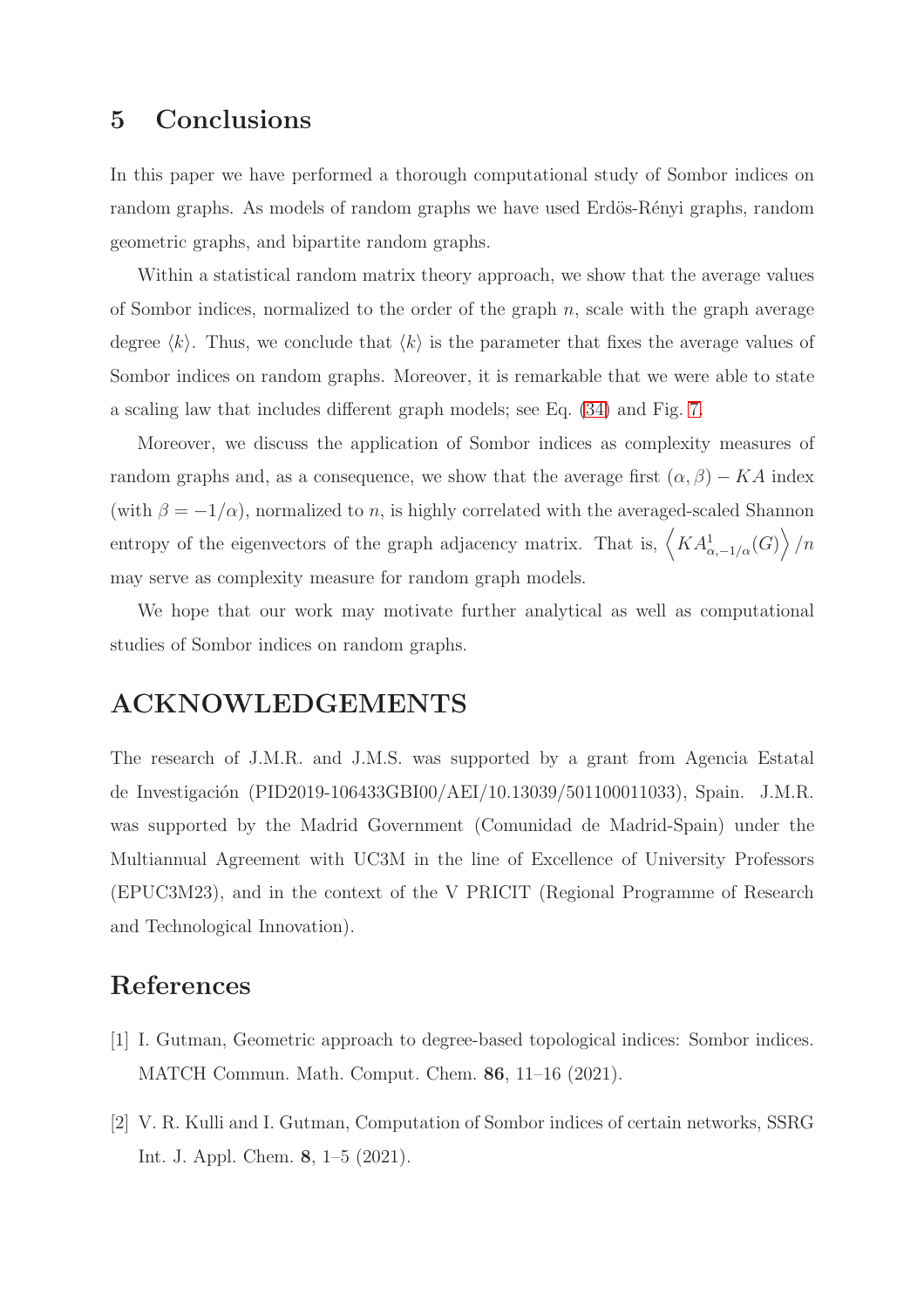## 5 Conclusions

In this paper we have performed a thorough computational study of Sombor indices on random graphs. As models of random graphs we have used Erdös-Rényi graphs, random geometric graphs, and bipartite random graphs.

Within a statistical random matrix theory approach, we show that the average values of Sombor indices, normalized to the order of the graph $n$, scale with the graph average degree $\langle k \rangle$. Thus, we conclude that $\langle k \rangle$ is the parameter that fixes the average values of Sombor indices on random graphs. Moreover, it is remarkable that we were able to state a scaling law that includes different graph models; see Eq. (34) and Fig. 7.

Moreover, we discuss the application of Sombor indices as complexity measures of random graphs and, as a consequence, we show that the average first $(\alpha, \beta) - KA$ index (with $\beta = -1/\alpha$), normalized to $n$, is highly correlated with the averaged-scaled Shannon entropy of the eigenvectors of the graph adjacency matrix. That is, $\left\langle KA^1_{\alpha,-1/\alpha}(G) \right\rangle / n$ may serve as complexity measure for random graph models.

We hope that our work may motivate further analytical as well as computational studies of Sombor indices on random graphs.

## ACKNOWLEDGEMENTS

The research of J.M.R. and J.M.S. was supported by a grant from Agencia Estatal de Investigación (PID2019-106433GBI00/AEI/10.13039/501100011033), Spain. J.M.R. was supported by the Madrid Government (Comunidad de Madrid-Spain) under the Multiannual Agreement with UC3M in the line of Excellence of University Professors (EPUC3M23), and in the context of the V PRICIT (Regional Programme of Research and Technological Innovation).

## References

[1] I. Gutman, Geometric approach to degree-based topological indices: Sombor indices. MATCH Commun. Math. Comput. Chem. **86**, 11–16 (2021).

[2] V. R. Kulli and I. Gutman, Computation of Sombor indices of certain networks, SSRG Int. J. Appl. Chem. **8**, 1–5 (2021).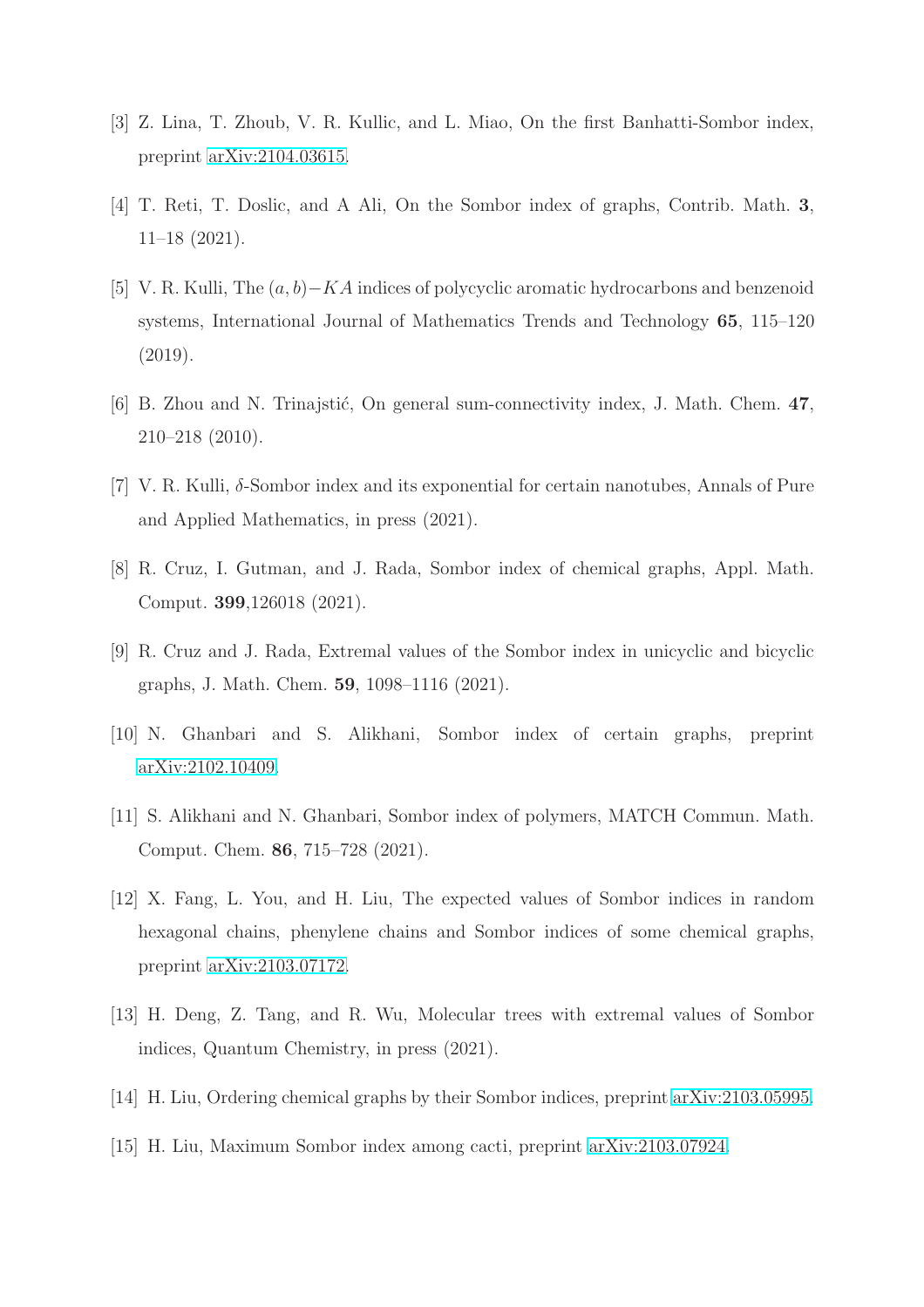[3] Z. Lina, T. Zhoub, V. R. Kullic, and L. Miao, On the first Banhatti-Sombor index, preprint arXiv:2104.03615.

[4] T. Reti, T. Doslic, and A Ali, On the Sombor index of graphs, Contrib. Math. **3**, 11–18 (2021).

[5] V. R. Kulli, The $(a, b)-KA$ indices of polycyclic aromatic hydrocarbons and benzenoid systems, International Journal of Mathematics Trends and Technology **65**, 115–120 (2019).

[6] B. Zhou and N. Trinajstić, On general sum-connectivity index, J. Math. Chem. **47**, 210–218 (2010).

[7] V. R. Kulli, $\delta$-Sombor index and its exponential for certain nanotubes, Annals of Pure and Applied Mathematics, in press (2021).

[8] R. Cruz, I. Gutman, and J. Rada, Sombor index of chemical graphs, Appl. Math. Comput. **399**,126018 (2021).

[9] R. Cruz and J. Rada, Extremal values of the Sombor index in unicyclic and bicyclic graphs, J. Math. Chem. **59**, 1098–1116 (2021).

[10] N. Ghanbari and S. Alikhani, Sombor index of certain graphs, preprint arXiv:2102.10409.

[11] S. Alikhani and N. Ghanbari, Sombor index of polymers, MATCH Commun. Math. Comput. Chem. **86**, 715–728 (2021).

[12] X. Fang, L. You, and H. Liu, The expected values of Sombor indices in random hexagonal chains, phenylene chains and Sombor indices of some chemical graphs, preprint arXiv:2103.07172.

[13] H. Deng, Z. Tang, and R. Wu, Molecular trees with extremal values of Sombor indices, Quantum Chemistry, in press (2021).

[14] H. Liu, Ordering chemical graphs by their Sombor indices, preprint arXiv:2103.05995.

[15] H. Liu, Maximum Sombor index among cacti, preprint arXiv:2103.07924.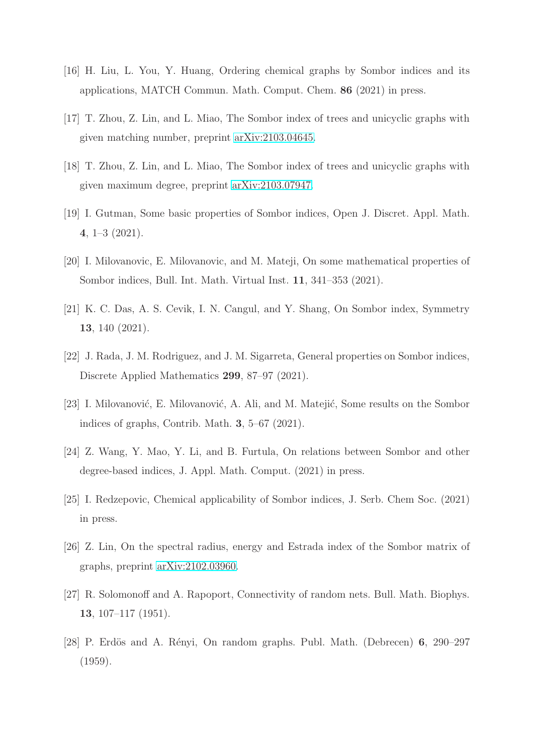[16] H. Liu, L. You, Y. Huang, Ordering chemical graphs by Sombor indices and its applications, MATCH Commun. Math. Comput. Chem. **86** (2021) in press.

[17] T. Zhou, Z. Lin, and L. Miao, The Sombor index of trees and unicyclic graphs with given matching number, preprint arXiv:2103.04645.

[18] T. Zhou, Z. Lin, and L. Miao, The Sombor index of trees and unicyclic graphs with given maximum degree, preprint arXiv:2103.07947.

[19] I. Gutman, Some basic properties of Sombor indices, Open J. Discret. Appl. Math. **4**, 1–3 (2021).

[20] I. Milovanovic, E. Milovanovic, and M. Mateji, On some mathematical properties of Sombor indices, Bull. Int. Math. Virtual Inst. **11**, 341–353 (2021).

[21] K. C. Das, A. S. Cevik, I. N. Cangul, and Y. Shang, On Sombor index, Symmetry **13**, 140 (2021).

[22] J. Rada, J. M. Rodriguez, and J. M. Sigarreta, General properties on Sombor indices, Discrete Applied Mathematics **299**, 87–97 (2021).

[23] I. Milovanović, E. Milovanović, A. Ali, and M. Matejić, Some results on the Sombor indices of graphs, Contrib. Math. **3**, 5–67 (2021).

[24] Z. Wang, Y. Mao, Y. Li, and B. Furtula, On relations between Sombor and other degree-based indices, J. Appl. Math. Comput. (2021) in press.

[25] I. Redzepovic, Chemical applicability of Sombor indices, J. Serb. Chem Soc. (2021) in press.

[26] Z. Lin, On the spectral radius, energy and Estrada index of the Sombor matrix of graphs, preprint arXiv:2102.03960.

[27] R. Solomonoff and A. Rapoport, Connectivity of random nets. Bull. Math. Biophys. **13**, 107–117 (1951).

[28] P. Erdös and A. Rényi, On random graphs. Publ. Math. (Debrecen) **6**, 290–297 (1959).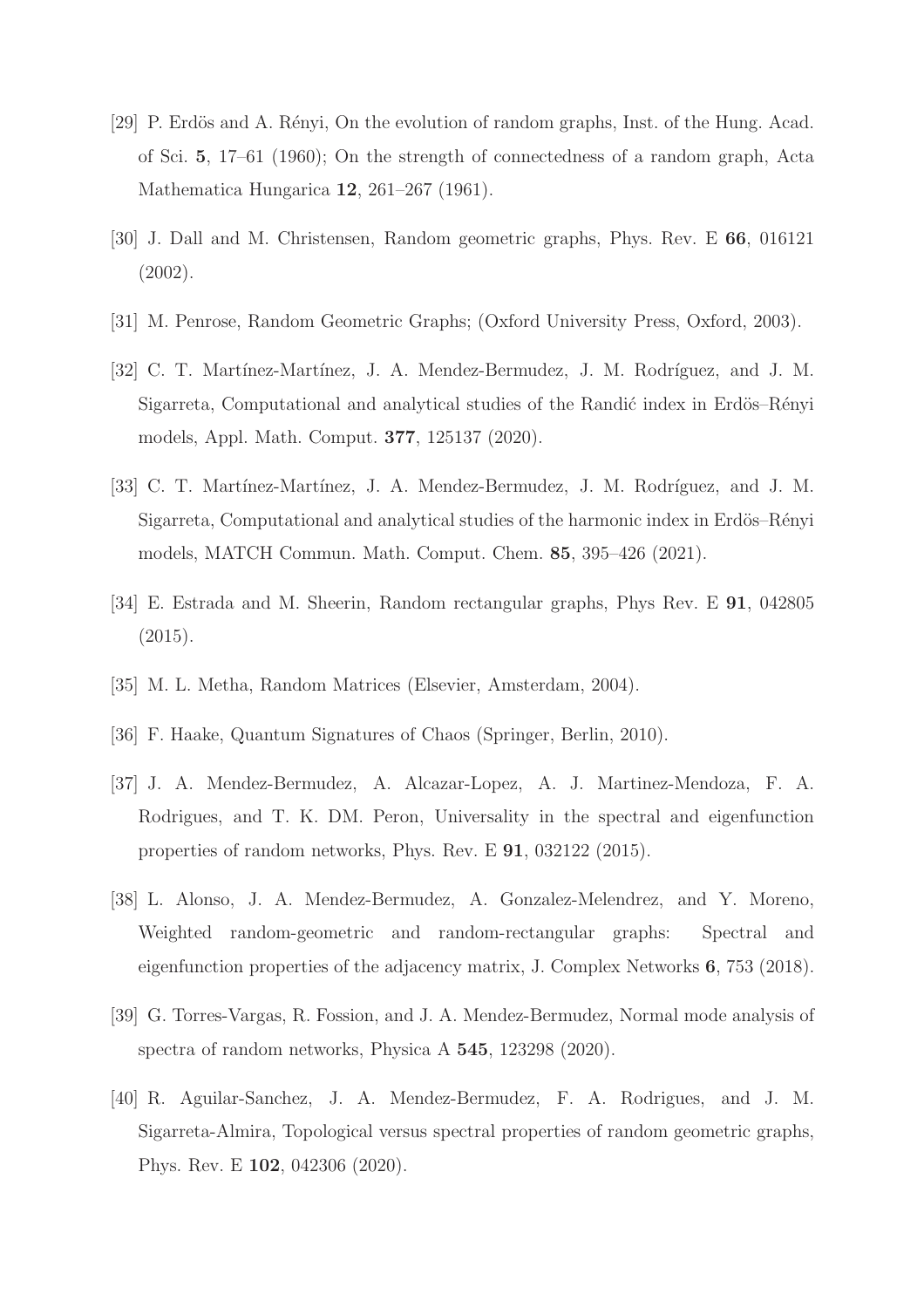[29] P. Erdös and A. Rényi, On the evolution of random graphs, Inst. of the Hung. Acad. of Sci. **5**, 17–61 (1960); On the strength of connectedness of a random graph, Acta Mathematica Hungarica **12**, 261–267 (1961).

[30] J. Dall and M. Christensen, Random geometric graphs, Phys. Rev. E **66**, 016121 (2002).

[31] M. Penrose, Random Geometric Graphs; (Oxford University Press, Oxford, 2003).

[32] C. T. Martínez-Martínez, J. A. Mendez-Bermudez, J. M. Rodríguez, and J. M. Sigarreta, Computational and analytical studies of the Randić index in Erdös–Rényi models, Appl. Math. Comput. **377**, 125137 (2020).

[33] C. T. Martínez-Martínez, J. A. Mendez-Bermudez, J. M. Rodríguez, and J. M. Sigarreta, Computational and analytical studies of the harmonic index in Erdös–Rényi models, MATCH Commun. Math. Comput. Chem. **85**, 395–426 (2021).

[34] E. Estrada and M. Sheerin, Random rectangular graphs, Phys Rev. E **91**, 042805 (2015).

[35] M. L. Metha, Random Matrices (Elsevier, Amsterdam, 2004).

[36] F. Haake, Quantum Signatures of Chaos (Springer, Berlin, 2010).

[37] J. A. Mendez-Bermudez, A. Alcazar-Lopez, A. J. Martinez-Mendoza, F. A. Rodrigues, and T. K. DM. Peron, Universality in the spectral and eigenfunction properties of random networks, Phys. Rev. E **91**, 032122 (2015).

[38] L. Alonso, J. A. Mendez-Bermudez, A. Gonzalez-Melendrez, and Y. Moreno, Weighted random-geometric and random-rectangular graphs: Spectral and eigenfunction properties of the adjacency matrix, J. Complex Networks **6**, 753 (2018).

[39] G. Torres-Vargas, R. Fossion, and J. A. Mendez-Bermudez, Normal mode analysis of spectra of random networks, Physica A **545**, 123298 (2020).

[40] R. Aguilar-Sanchez, J. A. Mendez-Bermudez, F. A. Rodrigues, and J. M. Sigarreta-Almira, Topological versus spectral properties of random geometric graphs, Phys. Rev. E **102**, 042306 (2020).